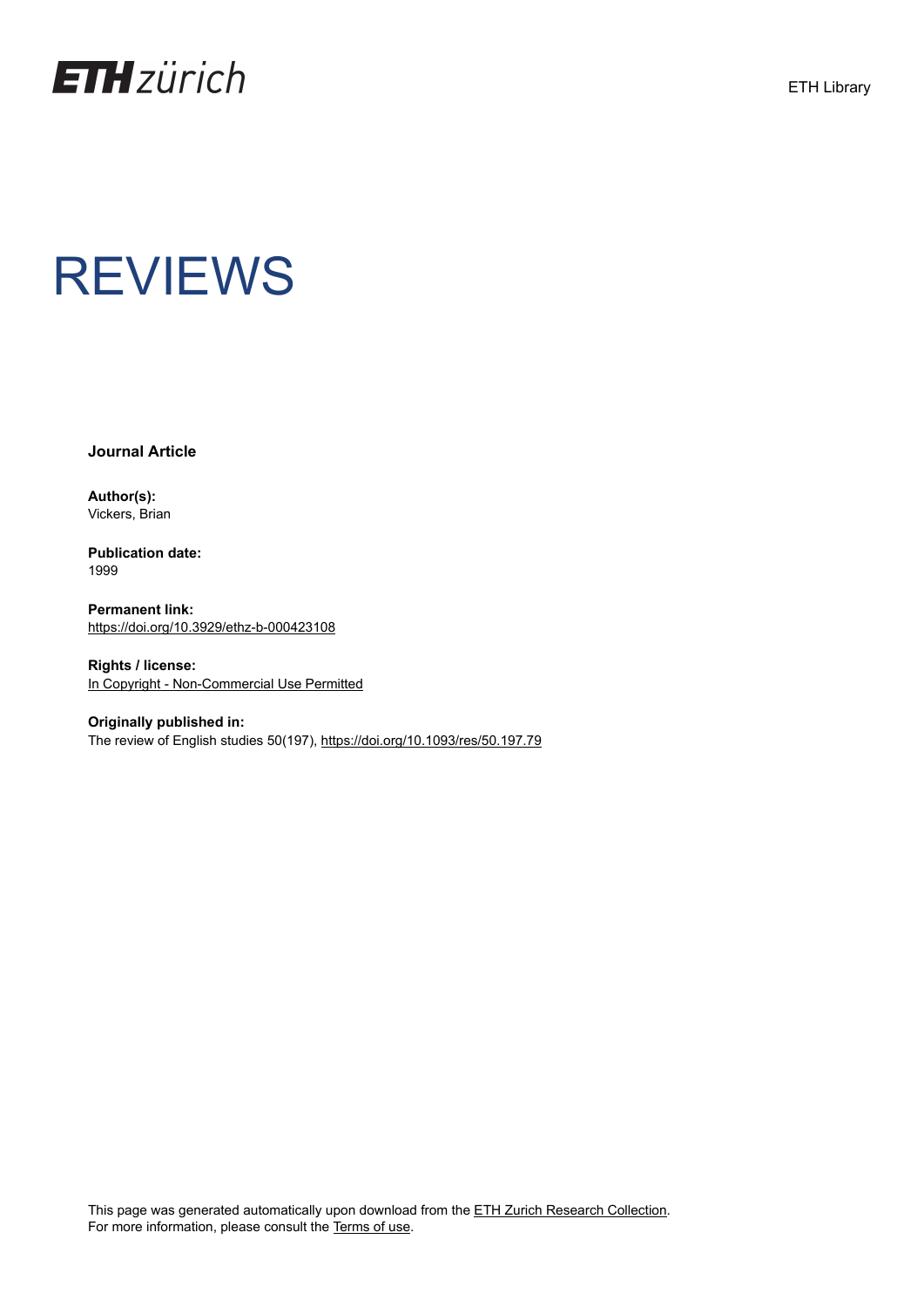ETH Library

# REVIEWS

**Journal Article**

**Author(s):**
Vickers, Brian

**Publication date:**
1999

**Permanent link:**
https://doi.org/10.3929/ethz-b-000423108

**Rights / license:**
In Copyright - Non-Commercial Use Permitted

**Originally published in:**
The review of English studies 50(197), https://doi.org/10.1093/res/50.197.79

This page was generated automatically upon download from the ETH Zurich Research Collection.
For more information, please consult the Terms of use.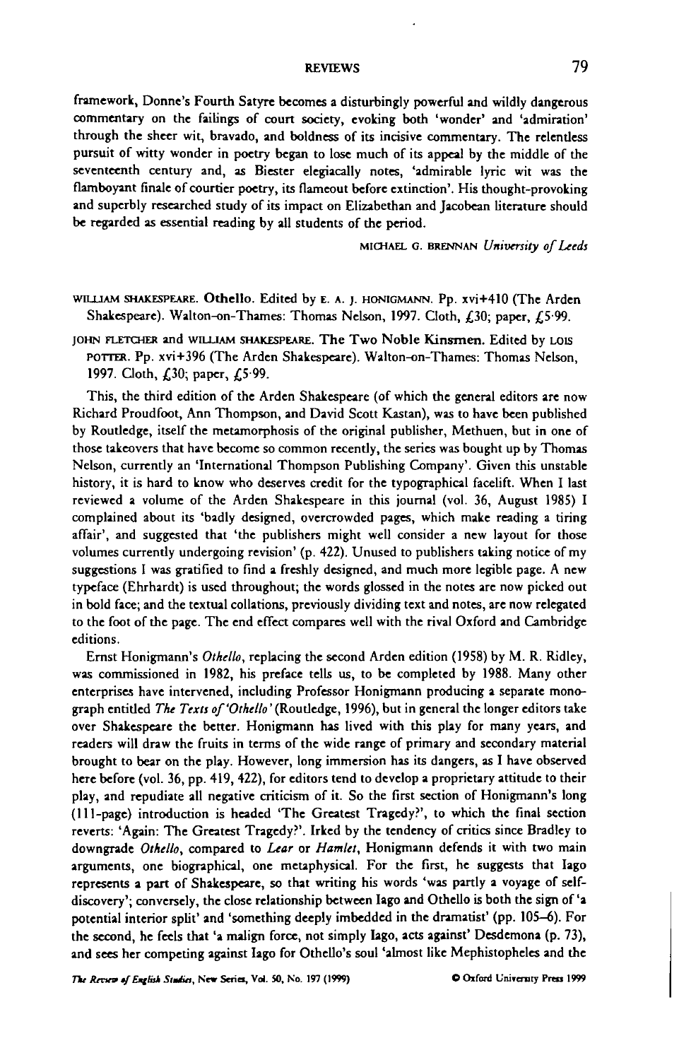framework, Donne's Fourth Satyre becomes a disturbingly powerful and wildly dangerous commentary on the failings of court society, evoking both 'wonder' and 'admiration' through the sheer wit, bravado, and boldness of its incisive commentary. The relentless pursuit of witty wonder in poetry began to lose much of its appeal by the middle of the seventeenth century and, as Biester elegiacally notes, 'admirable lyric wit was the flamboyant finale of courtier poetry, its flameout before extinction'. His thought-provoking and superbly researched study of its impact on Elizabethan and Jacobean literature should be regarded as essential reading by all students of the period.

MICHAEL G. BRENNAN *University of Leeds*

WILLIAM SHAKESPEARE. **Othello.** Edited by E. A. J. HONIGMANN. Pp. xvi+410 (The Arden Shakespeare). Walton-on-Thames: Thomas Nelson, 1997. Cloth, £30; paper, £5·99.

JOHN FLETCHER and WILLIAM SHAKESPEARE. **The Two Noble Kinsmen.** Edited by LOIS POTTER. Pp. xvi+396 (The Arden Shakespeare). Walton-on-Thames: Thomas Nelson, 1997. Cloth, £30; paper, £5·99.

This, the third edition of the Arden Shakespeare (of which the general editors are now Richard Proudfoot, Ann Thompson, and David Scott Kastan), was to have been published by Routledge, itself the metamorphosis of the original publisher, Methuen, but in one of those takeovers that have become so common recently, the series was bought up by Thomas Nelson, currently an 'International Thompson Publishing Company'. Given this unstable history, it is hard to know who deserves credit for the typographical facelift. When I last reviewed a volume of the Arden Shakespeare in this journal (vol. 36, August 1985) I complained about its 'badly designed, overcrowded pages, which make reading a tiring affair', and suggested that 'the publishers might well consider a new layout for those volumes currently undergoing revision' (p. 422). Unused to publishers taking notice of my suggestions I was gratified to find a freshly designed, and much more legible page. A new typeface (Ehrhardt) is used throughout; the words glossed in the notes are now picked out in bold face; and the textual collations, previously dividing text and notes, are now relegated to the foot of the page. The end effect compares well with the rival Oxford and Cambridge editions.

Ernst Honigmann's *Othello*, replacing the second Arden edition (1958) by M. R. Ridley, was commissioned in 1982, his preface tells us, to be completed by 1988. Many other enterprises have intervened, including Professor Honigmann producing a separate monograph entitled *The Texts of 'Othello'* (Routledge, 1996), but in general the longer editors take over Shakespeare the better. Honigmann has lived with this play for many years, and readers will draw the fruits in terms of the wide range of primary and secondary material brought to bear on the play. However, long immersion has its dangers, as I have observed here before (vol. 36, pp. 419, 422), for editors tend to develop a proprietary attitude to their play, and repudiate all negative criticism of it. So the first section of Honigmann's long (111-page) introduction is headed 'The Greatest Tragedy?', to which the final section reverts: 'Again: The Greatest Tragedy?'. Irked by the tendency of critics since Bradley to downgrade *Othello*, compared to *Lear* or *Hamlet*, Honigmann defends it with two main arguments, one biographical, one metaphysical. For the first, he suggests that Iago represents a part of Shakespeare, so that writing his words 'was partly a voyage of self-discovery'; conversely, the close relationship between Iago and Othello is both the sign of 'a potential interior split' and 'something deeply imbedded in the dramatist' (pp. 105–6). For the second, he feels that 'a malign force, not simply Iago, acts against' Desdemona (p. 73), and sees her competing against Iago for Othello's soul 'almost like Mephistopheles and the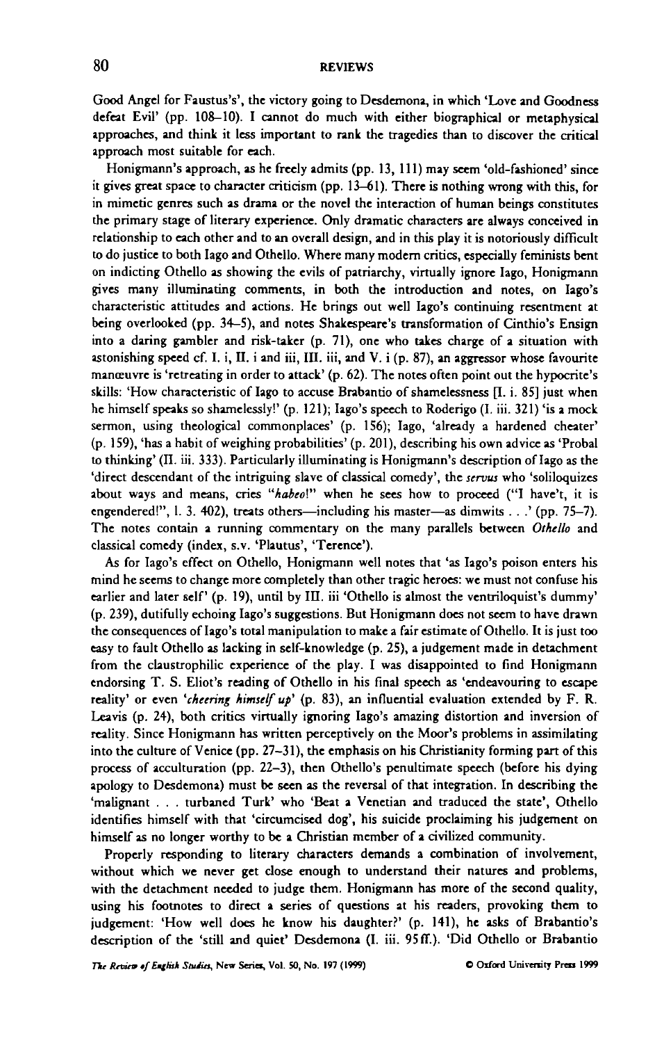Good Angel for Faustus's', the victory going to Desdemona, in which 'Love and Goodness defeat Evil' (pp. 108–10). I cannot do much with either biographical or metaphysical approaches, and think it less important to rank the tragedies than to discover the critical approach most suitable for each.

Honigmann's approach, as he freely admits (pp. 13, 111) may seem 'old-fashioned' since it gives great space to character criticism (pp. 13–61). There is nothing wrong with this, for in mimetic genres such as drama or the novel the interaction of human beings constitutes the primary stage of literary experience. Only dramatic characters are always conceived in relationship to each other and to an overall design, and in this play it is notoriously difficult to do justice to both Iago and Othello. Where many modern critics, especially feminists bent on indicting Othello as showing the evils of patriarchy, virtually ignore Iago, Honigmann gives many illuminating comments, in both the introduction and notes, on Iago's characteristic attitudes and actions. He brings out well Iago's continuing resentment at being overlooked (pp. 34–5), and notes Shakespeare's transformation of Cinthio's Ensign into a daring gambler and risk-taker (p. 71), one who takes charge of a situation with astonishing speed cf. I. i, II. i and iii, III. iii, and V. i (p. 87), an aggressor whose favourite manœuvre is 'retreating in order to attack' (p. 62). The notes often point out the hypocrite's skills: 'How characteristic of Iago to accuse Brabantio of shamelessness [I. i. 85] just when he himself speaks so shamelessly!' (p. 121); Iago's speech to Roderigo (I. iii. 321) 'is a mock sermon, using theological commonplaces' (p. 156); Iago, 'already a hardened cheater' (p. 159), 'has a habit of weighing probabilities' (p. 201), describing his own advice as 'Probal to thinking' (II. iii. 333). Particularly illuminating is Honigmann's description of Iago as the 'direct descendant of the intriguing slave of classical comedy', the *servus* who 'soliloquizes about ways and means, cries "*habeo*!" when he sees how to proceed ("I have't, it is engendered!", I. 3. 402), treats others—including his master—as dimwits . . .' (pp. 75–7). The notes contain a running commentary on the many parallels between *Othello* and classical comedy (index, s.v. 'Plautus', 'Terence').

As for Iago's effect on Othello, Honigmann well notes that 'as Iago's poison enters his mind he seems to change more completely than other tragic heroes: we must not confuse his earlier and later self' (p. 19), until by III. iii 'Othello is almost the ventriloquist's dummy' (p. 239), dutifully echoing Iago's suggestions. But Honigmann does not seem to have drawn the consequences of Iago's total manipulation to make a fair estimate of Othello. It is just too easy to fault Othello as lacking in self-knowledge (p. 25), a judgement made in detachment from the claustrophilic experience of the play. I was disappointed to find Honigmann endorsing T. S. Eliot's reading of Othello in his final speech as 'endeavouring to escape reality' or even '*cheering himself up*' (p. 83), an influential evaluation extended by F. R. Leavis (p. 24), both critics virtually ignoring Iago's amazing distortion and inversion of reality. Since Honigmann has written perceptively on the Moor's problems in assimilating into the culture of Venice (pp. 27–31), the emphasis on his Christianity forming part of this process of acculturation (pp. 22–3), then Othello's penultimate speech (before his dying apology to Desdemona) must be seen as the reversal of that integration. In describing the 'malignant . . . turbaned Turk' who 'Beat a Venetian and traduced the state', Othello identifies himself with that 'circumcised dog', his suicide proclaiming his judgement on himself as no longer worthy to be a Christian member of a civilized community.

Properly responding to literary characters demands a combination of involvement, without which we never get close enough to understand their natures and problems, with the detachment needed to judge them. Honigmann has more of the second quality, using his footnotes to direct a series of questions at his readers, provoking them to judgement: 'How well does he know his daughter?' (p. 141), he asks of Brabantio's description of the 'still and quiet' Desdemona (I. iii. 95ff.). 'Did Othello or Brabantio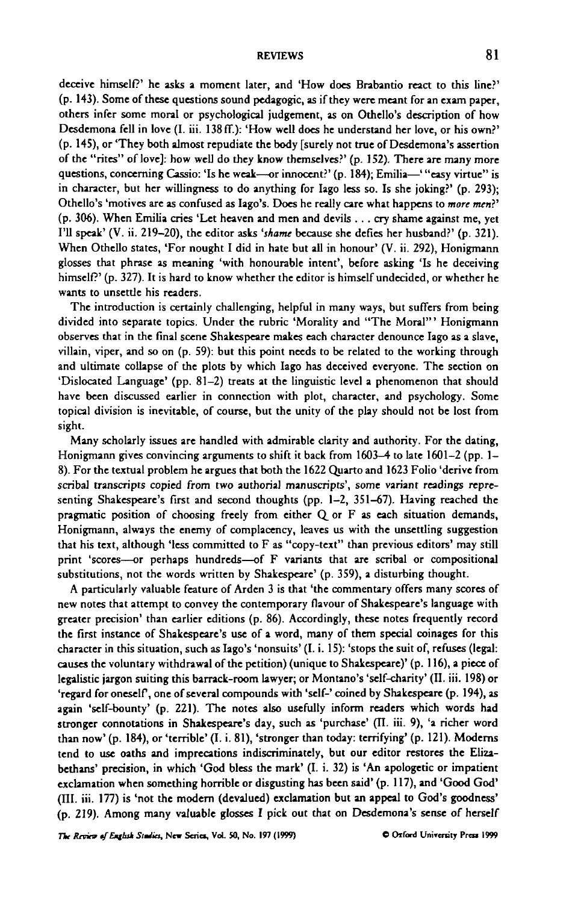deceive himself?' he asks a moment later, and 'How does Brabantio react to this line?' (p. 143). Some of these questions sound pedagogic, as if they were meant for an exam paper, others infer some moral or psychological judgement, as on Othello's description of how Desdemona fell in love (I. iii. 138 ff.): 'How well does he understand her love, or his own?' (p. 145), or 'They both almost repudiate the body [surely not true of Desdemona's assertion of the "rites" of love]: how well do they know themselves?' (p. 152). There are many more questions, concerning Cassio: 'Is he weak—or innocent?' (p. 184); Emilia—' "easy virtue" is in character, but her willingness to do anything for Iago less so. Is she joking?' (p. 293); Othello's 'motives are as confused as Iago's. Does he really care what happens to *more men*?' (p. 306). When Emilia cries 'Let heaven and men and devils . . . cry shame against me, yet I'll speak' (V. ii. 219–20), the editor asks '*shame* because she defies her husband?' (p. 321). When Othello states, 'For nought I did in hate but all in honour' (V. ii. 292), Honigmann glosses that phrase as meaning 'with honourable intent', before asking 'Is he deceiving himself?' (p. 327). It is hard to know whether the editor is himself undecided, or whether he wants to unsettle his readers.

The introduction is certainly challenging, helpful in many ways, but suffers from being divided into separate topics. Under the rubric 'Morality and "The Moral"' Honigmann observes that in the final scene Shakespeare makes each character denounce Iago as a slave, villain, viper, and so on (p. 59): but this point needs to be related to the working through and ultimate collapse of the plots by which Iago has deceived everyone. The section on 'Dislocated Language' (pp. 81–2) treats at the linguistic level a phenomenon that should have been discussed earlier in connection with plot, character, and psychology. Some topical division is inevitable, of course, but the unity of the play should not be lost from sight.

Many scholarly issues are handled with admirable clarity and authority. For the dating, Honigmann gives convincing arguments to shift it back from 1603–4 to late 1601–2 (pp. 1–8). For the textual problem he argues that both the 1622 Quarto and 1623 Folio 'derive from scribal transcripts copied from two authorial manuscripts', some variant readings representing Shakespeare's first and second thoughts (pp. 1–2, 351–67). Having reached the pragmatic position of choosing freely from either Q or F as each situation demands, Honigmann, always the enemy of complacency, leaves us with the unsettling suggestion that his text, although 'less committed to F as "copy-text" than previous editors' may still print 'scores—or perhaps hundreds—of F variants that are scribal or compositional substitutions, not the words written by Shakespeare' (p. 359), a disturbing thought.

A particularly valuable feature of Arden 3 is that 'the commentary offers many scores of new notes that attempt to convey the contemporary flavour of Shakespeare's language with greater precision' than earlier editions (p. 86). Accordingly, these notes frequently record the first instance of Shakespeare's use of a word, many of them special coinages for this character in this situation, such as Iago's 'nonsuits' (I. i. 15): 'stops the suit of, refuses (legal: causes the voluntary withdrawal of the petition) (unique to Shakespeare)' (p. 116), a piece of legalistic jargon suiting this barrack-room lawyer; or Montano's 'self-charity' (II. iii. 198) or 'regard for oneself', one of several compounds with 'self-' coined by Shakespeare (p. 194), as again 'self-bounty' (p. 221). The notes also usefully inform readers which words had stronger connotations in Shakespeare's day, such as 'purchase' (II. iii. 9), 'a richer word than now' (p. 184), or 'terrible' (I. i. 81), 'stronger than today: terrifying' (p. 121). Moderns tend to use oaths and imprecations indiscriminately, but our editor restores the Elizabethans' precision, in which 'God bless the mark' (I. i. 32) is 'An apologetic or impatient exclamation when something horrible or disgusting has been said' (p. 117), and 'Good God' (III. iii. 177) is 'not the modern (devalued) exclamation but an appeal to God's goodness' (p. 219). Among many valuable glosses I pick out that on Desdemona's sense of herself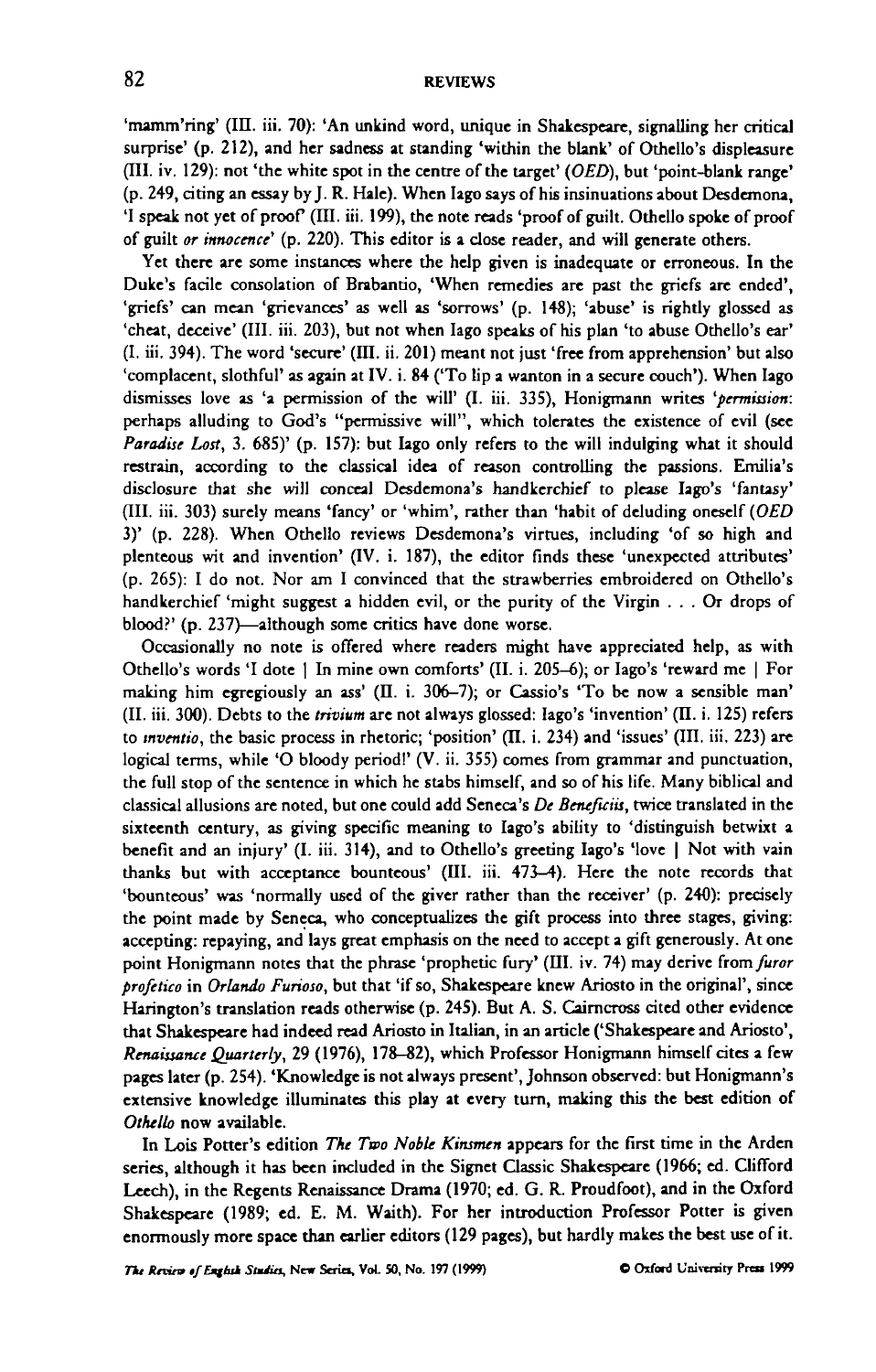'mamm'ring' (III. iii. 70): 'An unkind word, unique in Shakespeare, signalling her critical surprise' (p. 212), and her sadness at standing 'within the blank' of Othello's displeasure (III. iv. 129): not 'the white spot in the centre of the target' (*OED*), but 'point-blank range' (p. 249, citing an essay by J. R. Hale). When Iago says of his insinuations about Desdemona, 'I speak not yet of proof' (III. iii. 199), the note reads 'proof of guilt. Othello spoke of proof of guilt *or innocence*' (p. 220). This editor is a close reader, and will generate others.

Yet there are some instances where the help given is inadequate or erroneous. In the Duke's facile consolation of Brabantio, 'When remedies are past the griefs are ended', 'griefs' can mean 'grievances' as well as 'sorrows' (p. 148); 'abuse' is rightly glossed as 'cheat, deceive' (III. iii. 203), but not when Iago speaks of his plan 'to abuse Othello's ear' (I. iii. 394). The word 'secure' (III. ii. 201) meant not just 'free from apprehension' but also 'complacent, slothful' as again at IV. i. 84 ('To lip a wanton in a secure couch'). When Iago dismisses love as 'a permission of the will' (I. iii. 335), Honigmann writes '*permission*: perhaps alluding to God's "permissive will", which tolerates the existence of evil (see *Paradise Lost*, 3. 685)' (p. 157): but Iago only refers to the will indulging what it should restrain, according to the classical idea of reason controlling the passions. Emilia's disclosure that she will conceal Desdemona's handkerchief to please Iago's 'fantasy' (III. iii. 303) surely means 'fancy' or 'whim', rather than 'habit of deluding oneself (*OED* 3)' (p. 228). When Othello reviews Desdemona's virtues, including 'of so high and plenteous wit and invention' (IV. i. 187), the editor finds these 'unexpected attributes' (p. 265): I do not. Nor am I convinced that the strawberries embroidered on Othello's handkerchief 'might suggest a hidden evil, or the purity of the Virgin . . . Or drops of blood?' (p. 237)—although some critics have done worse.

Occasionally no note is offered where readers might have appreciated help, as with Othello's words 'I dote | In mine own comforts' (II. i. 205–6); or Iago's 'reward me | For making him egregiously an ass' (II. i. 306–7); or Cassio's 'To be now a sensible man' (II. iii. 300). Debts to the *trivium* are not always glossed: Iago's 'invention' (II. i. 125) refers to *inventio*, the basic process in rhetoric; 'position' (II. i. 234) and 'issues' (III. iii. 223) are logical terms, while 'O bloody period!' (V. ii. 355) comes from grammar and punctuation, the full stop of the sentence in which he stabs himself, and so of his life. Many biblical and classical allusions are noted, but one could add Seneca's *De Beneficiis*, twice translated in the sixteenth century, as giving specific meaning to Iago's ability to 'distinguish betwixt a benefit and an injury' (I. iii. 314), and to Othello's greeting Iago's 'love | Not with vain thanks but with acceptance bounteous' (III. iii. 473–4). Here the note records that 'bounteous' was 'normally used of the giver rather than the receiver' (p. 240): precisely the point made by Seneca, who conceptualizes the gift process into three stages, giving: accepting: repaying, and lays great emphasis on the need to accept a gift generously. At one point Honigmann notes that the phrase 'prophetic fury' (III. iv. 74) may derive from *furor profetico* in *Orlando Furioso*, but that 'if so, Shakespeare knew Ariosto in the original', since Harington's translation reads otherwise (p. 245). But A. S. Cairncross cited other evidence that Shakespeare had indeed read Ariosto in Italian, in an article ('Shakespeare and Ariosto', *Renaissance Quarterly*, 29 (1976), 178–82), which Professor Honigmann himself cites a few pages later (p. 254). 'Knowledge is not always present', Johnson observed: but Honigmann's extensive knowledge illuminates this play at every turn, making this the best edition of *Othello* now available.

In Lois Potter's edition *The Two Noble Kinsmen* appears for the first time in the Arden series, although it has been included in the Signet Classic Shakespeare (1966; ed. Clifford Leech), in the Regents Renaissance Drama (1970; ed. G. R. Proudfoot), and in the Oxford Shakespeare (1989; ed. E. M. Waith). For her introduction Professor Potter is given enormously more space than earlier editors (129 pages), but hardly makes the best use of it.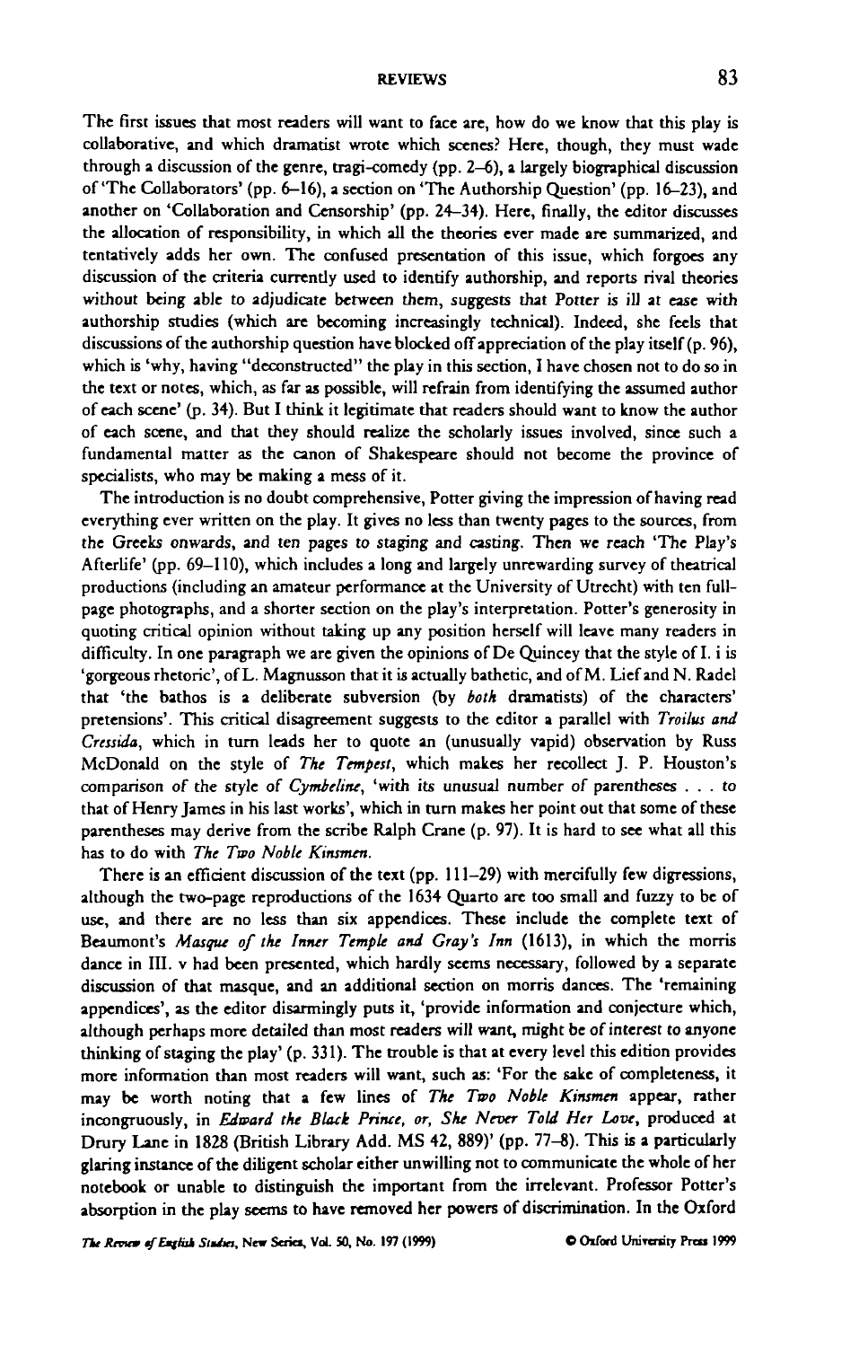The first issues that most readers will want to face are, how do we know that this play is collaborative, and which dramatist wrote which scenes? Here, though, they must wade through a discussion of the genre, tragi-comedy (pp. 2–6), a largely biographical discussion of 'The Collaborators' (pp. 6–16), a section on 'The Authorship Question' (pp. 16–23), and another on 'Collaboration and Censorship' (pp. 24–34). Here, finally, the editor discusses the allocation of responsibility, in which all the theories ever made are summarized, and tentatively adds her own. The confused presentation of this issue, which forgoes any discussion of the criteria currently used to identify authorship, and reports rival theories without being able to adjudicate between them, suggests that Potter is ill at ease with authorship studies (which are becoming increasingly technical). Indeed, she feels that discussions of the authorship question have blocked off appreciation of the play itself (p. 96), which is 'why, having "deconstructed" the play in this section, I have chosen not to do so in the text or notes, which, as far as possible, will refrain from identifying the assumed author of each scene' (p. 34). But I think it legitimate that readers should want to know the author of each scene, and that they should realize the scholarly issues involved, since such a fundamental matter as the canon of Shakespeare should not become the province of specialists, who may be making a mess of it.

The introduction is no doubt comprehensive, Potter giving the impression of having read everything ever written on the play. It gives no less than twenty pages to the sources, from the Greeks onwards, and ten pages to staging and casting. Then we reach 'The Play's Afterlife' (pp. 69–110), which includes a long and largely unrewarding survey of theatrical productions (including an amateur performance at the University of Utrecht) with ten full-page photographs, and a shorter section on the play's interpretation. Potter's generosity in quoting critical opinion without taking up any position herself will leave many readers in difficulty. In one paragraph we are given the opinions of De Quincey that the style of I. i is 'gorgeous rhetoric', of L. Magnusson that it is actually bathetic, and of M. Lief and N. Radel that 'the bathos is a deliberate subversion (by *both* dramatists) of the characters' pretensions'. This critical disagreement suggests to the editor a parallel with *Troilus and Cressida*, which in turn leads her to quote an (unusually vapid) observation by Russ McDonald on the style of *The Tempest*, which makes her recollect J. P. Houston's comparison of the style of *Cymbeline*, 'with its unusual number of parentheses . . . to that of Henry James in his last works', which in turn makes her point out that some of these parentheses may derive from the scribe Ralph Crane (p. 97). It is hard to see what all this has to do with *The Two Noble Kinsmen*.

There is an efficient discussion of the text (pp. 111–29) with mercifully few digressions, although the two-page reproductions of the 1634 Quarto are too small and fuzzy to be of use, and there are no less than six appendices. These include the complete text of Beaumont's *Masque of the Inner Temple and Gray's Inn* (1613), in which the morris dance in III. v had been presented, which hardly seems necessary, followed by a separate discussion of that masque, and an additional section on morris dances. The 'remaining appendices', as the editor disarmingly puts it, 'provide information and conjecture which, although perhaps more detailed than most readers will want, might be of interest to anyone thinking of staging the play' (p. 331). The trouble is that at every level this edition provides more information than most readers will want, such as: 'For the sake of completeness, it may be worth noting that a few lines of *The Two Noble Kinsmen* appear, rather incongruously, in *Edward the Black Prince, or, She Never Told Her Love*, produced at Drury Lane in 1828 (British Library Add. MS 42, 889)' (pp. 77–8). This is a particularly glaring instance of the diligent scholar either unwilling not to communicate the whole of her notebook or unable to distinguish the important from the irrelevant. Professor Potter's absorption in the play seems to have removed her powers of discrimination. In the Oxford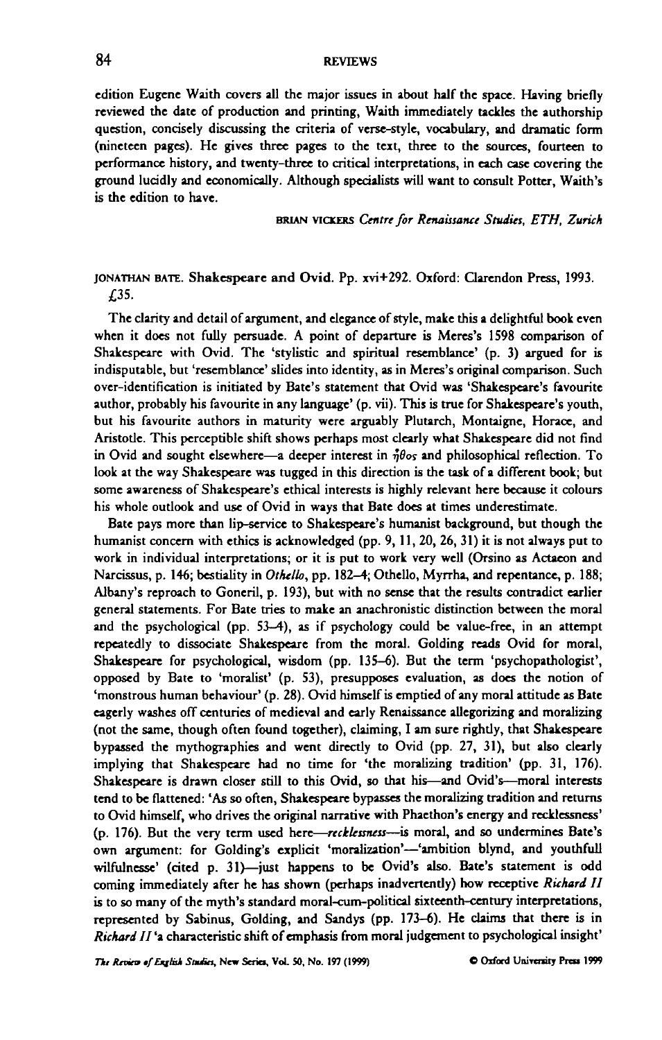edition Eugene Waith covers all the major issues in about half the space. Having briefly reviewed the date of production and printing, Waith immediately tackles the authorship question, concisely discussing the criteria of verse-style, vocabulary, and dramatic form (nineteen pages). He gives three pages to the text, three to the sources, fourteen to performance history, and twenty-three to critical interpretations, in each case covering the ground lucidly and economically. Although specialists will want to consult Potter, Waith's is the edition to have.

BRIAN VICKERS *Centre for Renaissance Studies, ETH, Zurich*

JONATHAN BATE. **Shakespeare and Ovid.** Pp. xvi+292. Oxford: Clarendon Press, 1993. £35.

The clarity and detail of argument, and elegance of style, make this a delightful book even when it does not fully persuade. A point of departure is Meres's 1598 comparison of Shakespeare with Ovid. The 'stylistic and spiritual resemblance' (p. 3) argued for is indisputable, but 'resemblance' slides into identity, as in Meres's original comparison. Such over-identification is initiated by Bate's statement that Ovid was 'Shakespeare's favourite author, probably his favourite in any language' (p. vii). This is true for Shakespeare's youth, but his favourite authors in maturity were arguably Plutarch, Montaigne, Horace, and Aristotle. This perceptible shift shows perhaps most clearly what Shakespeare did not find in Ovid and sought elsewhere—a deeper interest in ἦθος and philosophical reflection. To look at the way Shakespeare was tugged in this direction is the task of a different book; but some awareness of Shakespeare's ethical interests is highly relevant here because it colours his whole outlook and use of Ovid in ways that Bate does at times underestimate.

Bate pays more than lip-service to Shakespeare's humanist background, but though the humanist concern with ethics is acknowledged (pp. 9, 11, 20, 26, 31) it is not always put to work in individual interpretations; or it is put to work very well (Orsino as Actaeon and Narcissus, p. 146; bestiality in *Othello*, pp. 182–4; Othello, Myrrha, and repentance, p. 188; Albany's reproach to Goneril, p. 193), but with no sense that the results contradict earlier general statements. For Bate tries to make an anachronistic distinction between the moral and the psychological (pp. 53–4), as if psychology could be value-free, in an attempt repeatedly to dissociate Shakespeare from the moral. Golding reads Ovid for moral, Shakespeare for psychological, wisdom (pp. 135–6). But the term 'psychopathologist', opposed by Bate to 'moralist' (p. 53), presupposes evaluation, as does the notion of 'monstrous human behaviour' (p. 28). Ovid himself is emptied of any moral attitude as Bate eagerly washes off centuries of medieval and early Renaissance allegorizing and moralizing (not the same, though often found together), claiming, I am sure rightly, that Shakespeare bypassed the mythographies and went directly to Ovid (pp. 27, 31), but also clearly implying that Shakespeare had no time for 'the moralizing tradition' (pp. 31, 176). Shakespeare is drawn closer still to this Ovid, so that his—and Ovid's—moral interests tend to be flattened: 'As so often, Shakespeare bypasses the moralizing tradition and returns to Ovid himself, who drives the original narrative with Phaethon's energy and recklessness' (p. 176). But the very term used here—*recklessness*—is moral, and so undermines Bate's own argument: for Golding's explicit 'moralization'—'ambition blynd, and youthfull wilfulnesse' (cited p. 31)—just happens to be Ovid's also. Bate's statement is odd coming immediately after he has shown (perhaps inadvertently) how receptive *Richard II* is to so many of the myth's standard moral-cum-political sixteenth-century interpretations, represented by Sabinus, Golding, and Sandys (pp. 173–6). He claims that there is in *Richard II* 'a characteristic shift of emphasis from moral judgement to psychological insight'